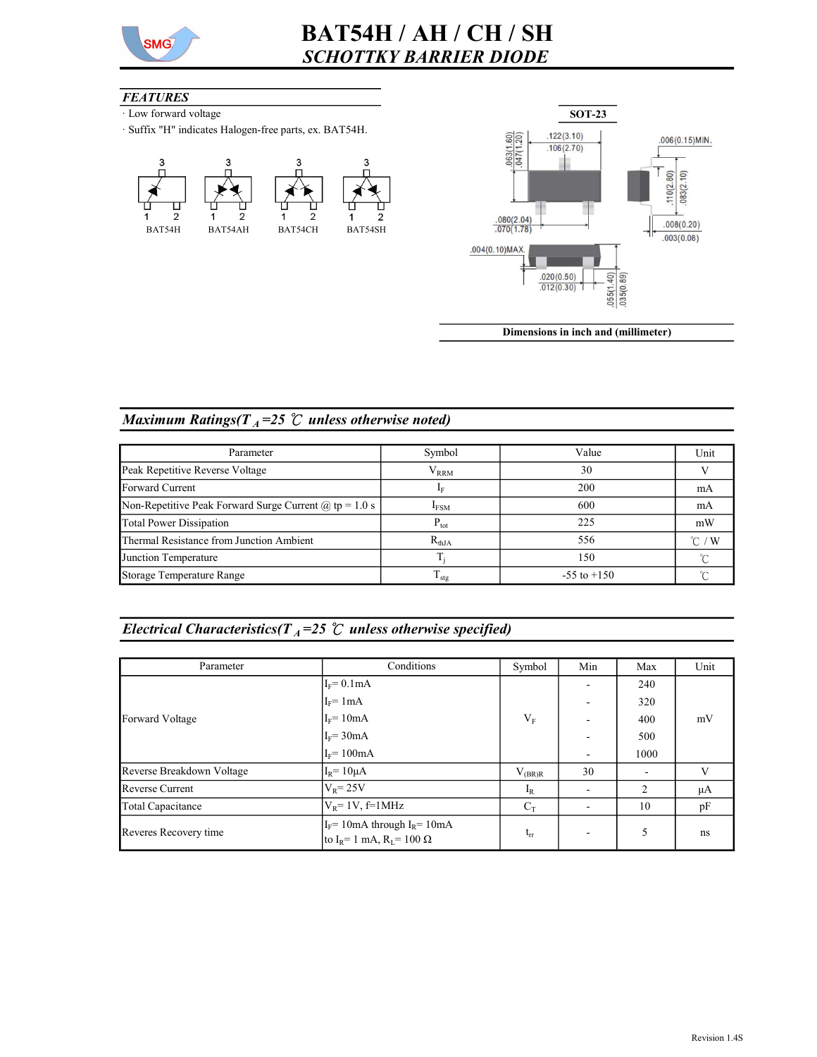# BAT54H / AH / CH / SH

## *SCHOTTKY BARRIER DIODE*

### *FEATURES*

· Low forward voltage

· Suffix "H" indicates Halogen-free parts, ex. BAT54H.

BAT54H BAT54AH BAT54CH BAT54SH

SOT-23

Dimensions in inch and (millimeter)

### *Maximum Ratings($T_A$=25 ℃ unless otherwise noted)*

| Parameter | Symbol | Value | Unit |
|---|---|---|---|
| Peak Repetitive Reverse Voltage | $V_{RRM}$ | 30 | V |
| Forward Current | $I_F$ | 200 | mA |
| Non-Repetitive Peak Forward Surge Current @ tp = 1.0 s | $I_{FSM}$ | 600 | mA |
| Total Power Dissipation | $P_{tot}$ | 225 | mW |
| Thermal Resistance from Junction Ambient | $R_{thJA}$ | 556 | ℃ / W |
| Junction Temperature | $T_j$ | 150 | ℃ |
| Storage Temperature Range | $T_{stg}$ | -55 to +150 | ℃ |

### *Electrical Characteristics($T_A$=25 ℃ unless otherwise specified)*

| Parameter | Conditions | Symbol | Min | Max | Unit |
|---|---|---|---|---|---|
| Forward Voltage | $I_F$= 0.1mA | $V_F$ | - | 240 | mV |
| | $I_F$= 1mA | | - | 320 | |
| | $I_F$= 10mA | | - | 400 | |
| | $I_F$= 30mA | | - | 500 | |
| | $I_F$= 100mA | | - | 1000 | |
| Reverse Breakdown Voltage | $I_R$= 10μA | $V_{(BR)R}$ | 30 | - | V |
| Reverse Current | $V_R$= 25V | $I_R$ | - | 2 | μA |
| Total Capacitance | $V_R$= 1V, f=1MHz | $C_T$ | - | 10 | pF |
| Reveres Recovery time | $I_F$= 10mA through $I_R$= 10mA to $I_R$= 1 mA, $R_L$= 100 Ω | $t_{rr}$ | - | 5 | ns |

Revision 1.4S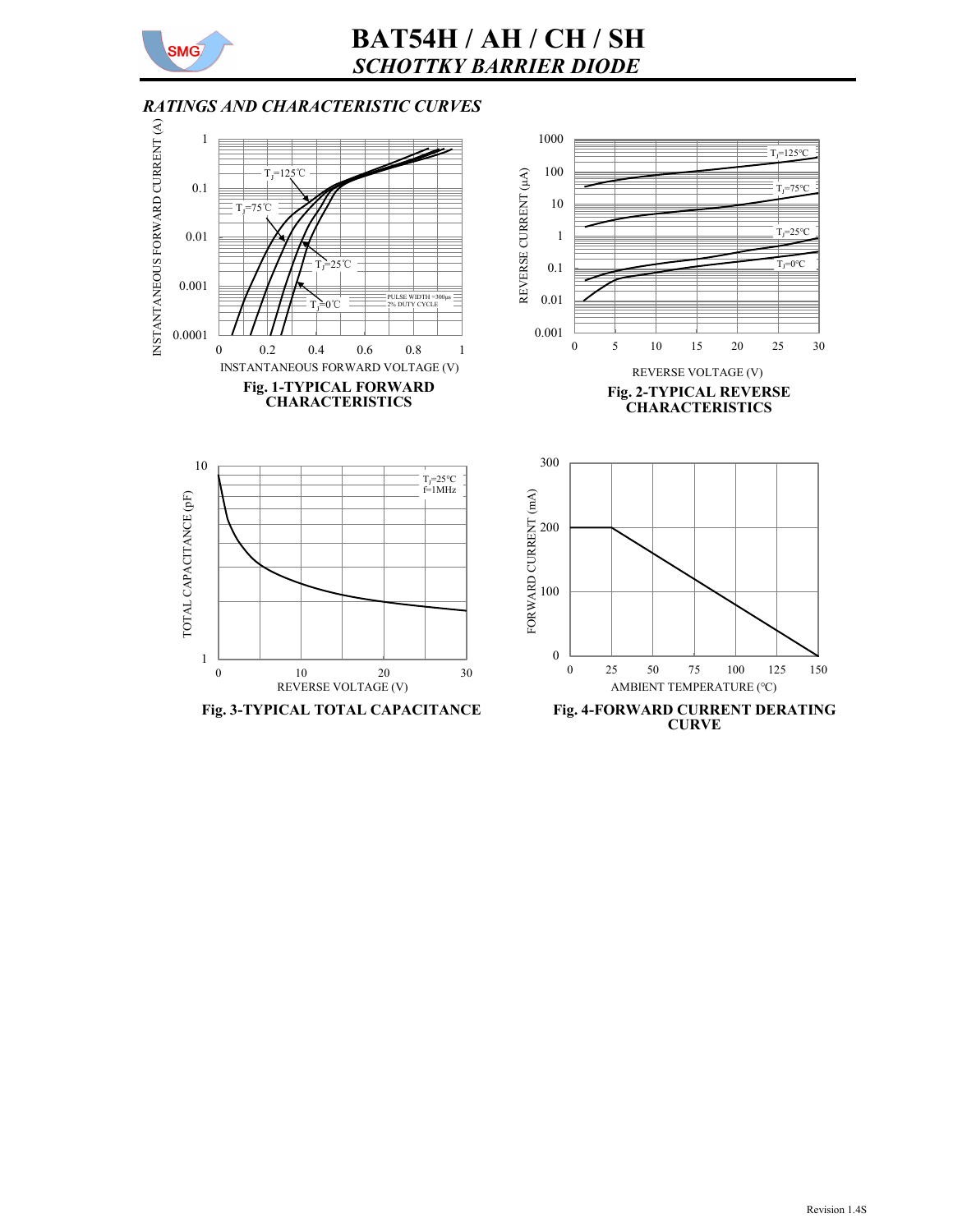## RATINGS AND CHARACTERISTIC CURVES

Fig. 1-TYPICAL FORWARD CHARACTERISTICS

Fig. 2-TYPICAL REVERSE CHARACTERISTICS

Fig. 3-TYPICAL TOTAL CAPACITANCE

Fig. 4-FORWARD CURRENT DERATING CURVE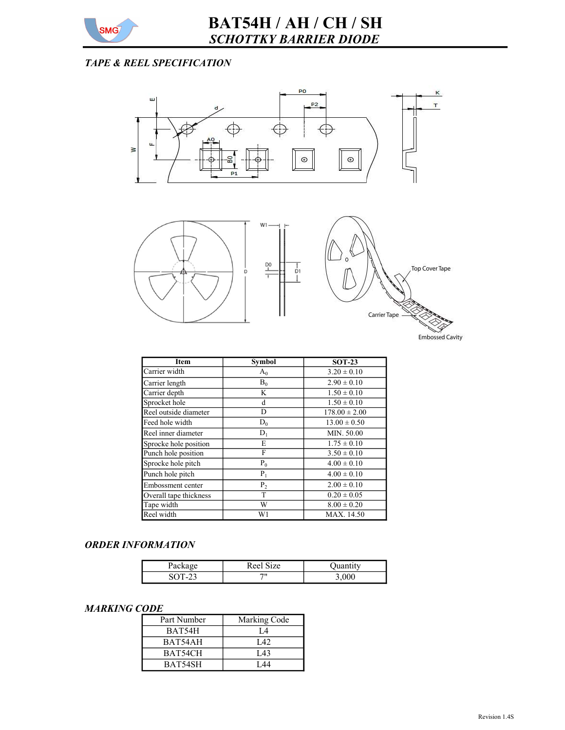# BAT54H / AH / CH / SH

## *SCHOTTKY BARRIER DIODE*

### *TAPE & REEL SPECIFICATION*

| Item | Symbol | SOT-23 |
|---|---|---|
| Carrier width | $A_0$ | 3.20 ± 0.10 |
| Carrier length | $B_0$ | 2.90 ± 0.10 |
| Carrier depth | K | 1.50 ± 0.10 |
| Sprocket hole | d | 1.50 ± 0.10 |
| Reel outside diameter | D | 178.00 ± 2.00 |
| Feed hole width | $D_0$ | 13.00 ± 0.50 |
| Reel inner diameter | $D_1$ | MIN. 50.00 |
| Sprocke hole position | E | 1.75 ± 0.10 |
| Punch hole position | F | 3.50 ± 0.10 |
| Sprocke hole pitch | $P_0$ | 4.00 ± 0.10 |
| Punch hole pitch | $P_1$ | 4.00 ± 0.10 |
| Embossment center | $P_2$ | 2.00 ± 0.10 |
| Overall tape thickness | T | 0.20 ± 0.05 |
| Tape width | W | 8.00 ± 0.20 |
| Reel width | W1 | MAX. 14.50 |

### *ORDER INFORMATION*

| Package | Reel Size | Quantity |
|---|---|---|
| SOT-23 | 7" | 3,000 |

### *MARKING CODE*

| Part Number | Marking Code |
|---|---|
| BAT54H | L4 |
| BAT54AH | L42 |
| BAT54CH | L43 |
| BAT54SH | L44 |

Revision 1.4S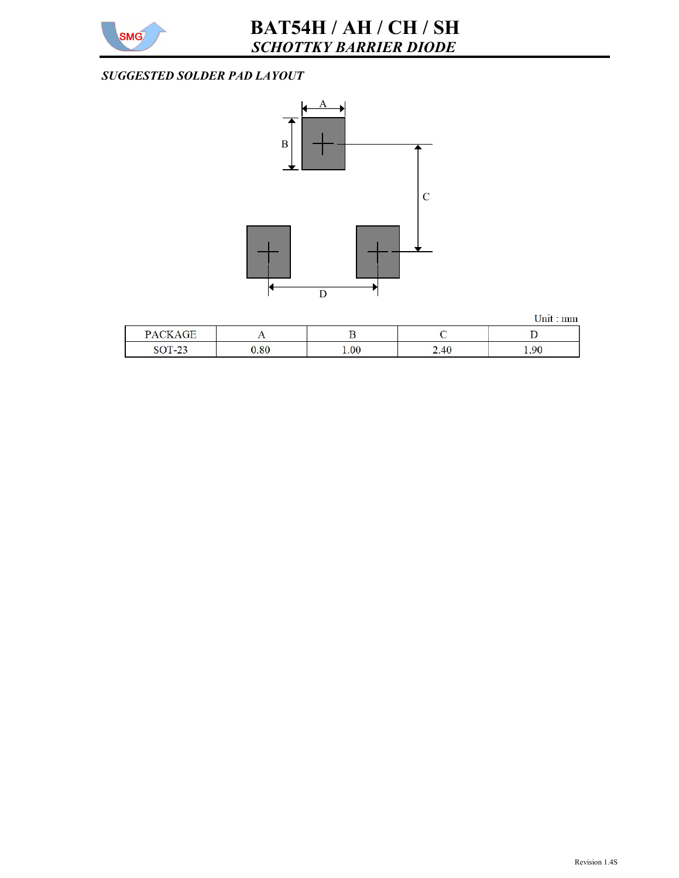### *SUGGESTED SOLDER PAD LAYOUT*

A

B

C

D

Unit : mm

| PACKAGE | A | B | C | D |
|---|---|---|---|---|
| SOT-23 | 0.80 | 1.00 | 2.40 | 1.90 |